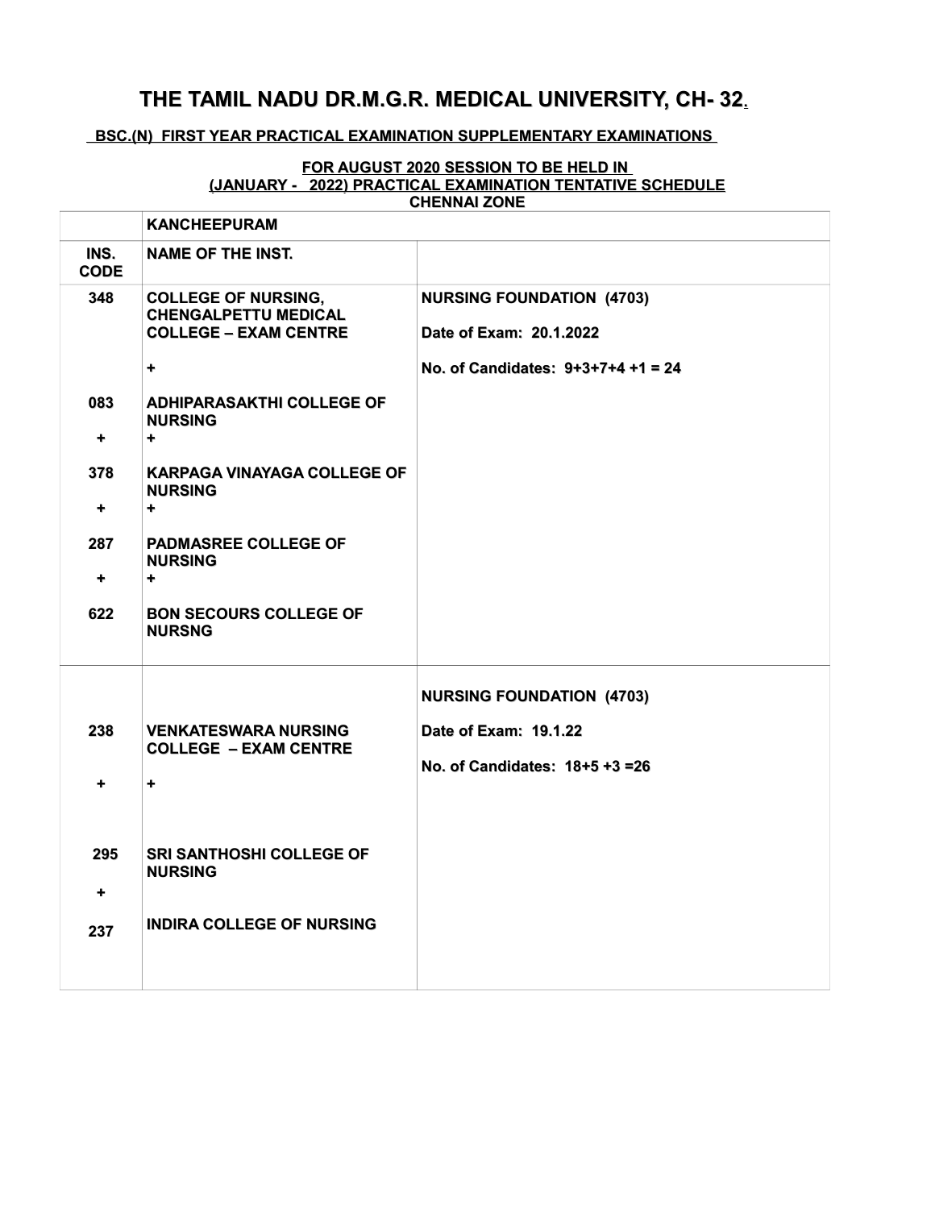# THE TAMIL NADU DR.M.G.R. MEDICAL UNIVERSITY, CH- 32.

**BSC.(N) FIRST YEAR PRACTICAL EXAMINATION SUPPLEMENTARY EXAMINATIONS**

**FOR AUGUST 2020 SESSION TO BE HELD IN**
**(JANUARY - 2022) PRACTICAL EXAMINATION TENTATIVE SCHEDULE**
**CHENNAI ZONE**

| | KANCHEEPURAM | |
|---|---|---|
| **INS. CODE** | **NAME OF THE INST.** | |
| 348<br><br>083<br>+<br>378<br>+<br>287<br>+<br>622 | COLLEGE OF NURSING, CHENGALPETTU MEDICAL COLLEGE – EXAM CENTRE<br>+<br>ADHIPARASAKTHI COLLEGE OF NURSING<br>+<br>KARPAGA VINAYAGA COLLEGE OF NURSING<br>+<br>PADMASREE COLLEGE OF NURSING<br>+<br>BON SECOURS COLLEGE OF NURSNG | NURSING FOUNDATION (4703)<br>Date of Exam: 20.1.2022<br>No. of Candidates: 9+3+7+4 +1 = 24 |
| 238<br>+<br>295<br>+<br>237 | VENKATESWARA NURSING COLLEGE – EXAM CENTRE<br>+<br>SRI SANTHOSHI COLLEGE OF NURSING<br><br>INDIRA COLLEGE OF NURSING | NURSING FOUNDATION (4703)<br>Date of Exam: 19.1.22<br>No. of Candidates: 18+5 +3 =26 |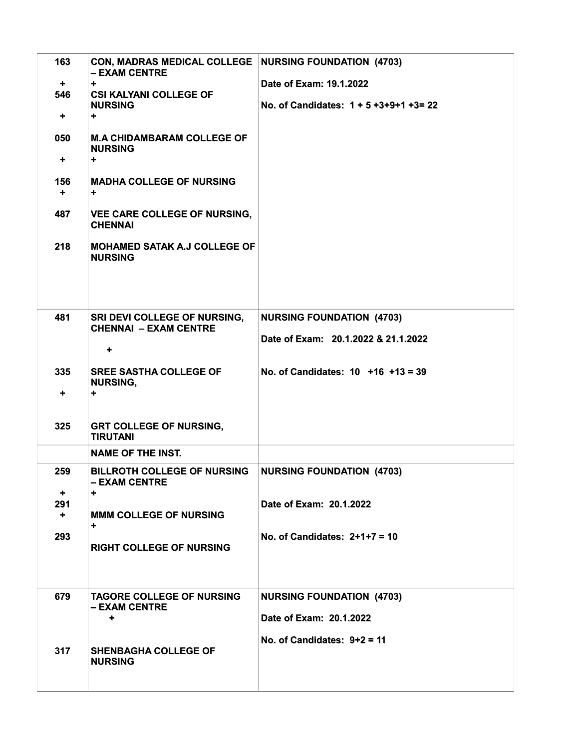| | | |
|---|---|---|
| **163** <br> **+** <br> **546** <br> **+** <br> **050** <br> **+** <br> **156** <br> **+** <br> **487** <br> <br> **218** | **CON, MADRAS MEDICAL COLLEGE – EXAM CENTRE** <br> **+** <br> **CSI KALYANI COLLEGE OF NURSING** <br> **+** <br> **M.A CHIDAMBARAM COLLEGE OF NURSING** <br> **+** <br> **MADHA COLLEGE OF NURSING** <br> **+** <br> **VEE CARE COLLEGE OF NURSING, CHENNAI** <br> **MOHAMED SATAK A.J COLLEGE OF NURSING** | **NURSING FOUNDATION (4703)** <br> **Date of Exam: 19.1.2022** <br> **No. of Candidates: 1 + 5 +3+9+1 +3= 22** |
| **481** <br> <br> **335** <br> **+** <br> **325** | **SRI DEVI COLLEGE OF NURSING, CHENNAI – EXAM CENTRE** <br> **+** <br> **SREE SASTHA COLLEGE OF NURSING,** <br> **+** <br> **GRT COLLEGE OF NURSING, TIRUTANI** | **NURSING FOUNDATION (4703)** <br> **Date of Exam: 20.1.2022 & 21.1.2022** <br> **No. of Candidates: 10 +16 +13 = 39** |
| | **NAME OF THE INST.** | |
| **259** <br> **+** <br> **291** <br> **+** <br> **293** | **BILLROTH COLLEGE OF NURSING – EXAM CENTRE** <br> **+** <br> **MMM COLLEGE OF NURSING** <br> **+** <br> **RIGHT COLLEGE OF NURSING** | **NURSING FOUNDATION (4703)** <br> **Date of Exam: 20.1.2022** <br> **No. of Candidates: 2+1+7 = 10** |
| **679** <br> <br> **317** | **TAGORE COLLEGE OF NURSING – EXAM CENTRE** <br> **+** <br> **SHENBAGHA COLLEGE OF NURSING** | **NURSING FOUNDATION (4703)** <br> **Date of Exam: 20.1.2022** <br> **No. of Candidates: 9+2 = 11** |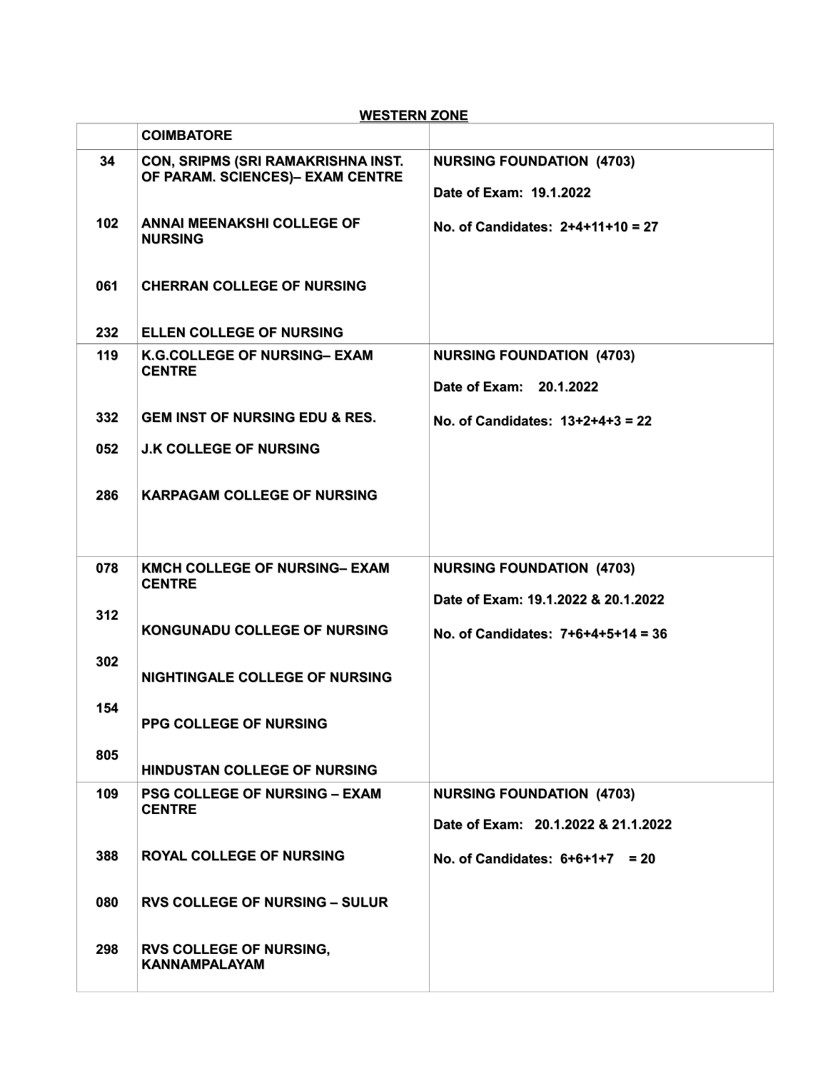**WESTERN ZONE**

| | **COIMBATORE** | |
|---|---|---|
| **34** | **CON, SRIPMS (SRI RAMAKRISHNA INST. OF PARAM. SCIENCES)– EXAM CENTRE** | **NURSING FOUNDATION (4703)**<br>**Date of Exam: 19.1.2022**<br>**No. of Candidates: 2+4+11+10 = 27** |
| **102** | **ANNAI MEENAKSHI COLLEGE OF NURSING** | |
| **061** | **CHERRAN COLLEGE OF NURSING** | |
| **232** | **ELLEN COLLEGE OF NURSING** | |
| **119** | **K.G.COLLEGE OF NURSING– EXAM CENTRE** | **NURSING FOUNDATION (4703)**<br>**Date of Exam: 20.1.2022**<br>**No. of Candidates: 13+2+4+3 = 22** |
| **332** | **GEM INST OF NURSING EDU & RES.** | |
| **052** | **J.K COLLEGE OF NURSING** | |
| **286** | **KARPAGAM COLLEGE OF NURSING** | |
| **078** | **KMCH COLLEGE OF NURSING– EXAM CENTRE** | **NURSING FOUNDATION (4703)**<br>**Date of Exam: 19.1.2022 & 20.1.2022**<br>**No. of Candidates: 7+6+4+5+14 = 36** |
| **312** | **KONGUNADU COLLEGE OF NURSING** | |
| **302** | **NIGHTINGALE COLLEGE OF NURSING** | |
| **154** | **PPG COLLEGE OF NURSING** | |
| **805** | **HINDUSTAN COLLEGE OF NURSING** | |
| **109** | **PSG COLLEGE OF NURSING – EXAM CENTRE** | **NURSING FOUNDATION (4703)**<br>**Date of Exam: 20.1.2022 & 21.1.2022**<br>**No. of Candidates: 6+6+1+7 = 20** |
| **388** | **ROYAL COLLEGE OF NURSING** | |
| **080** | **RVS COLLEGE OF NURSING – SULUR** | |
| **298** | **RVS COLLEGE OF NURSING, KANNAMPALAYAM** | |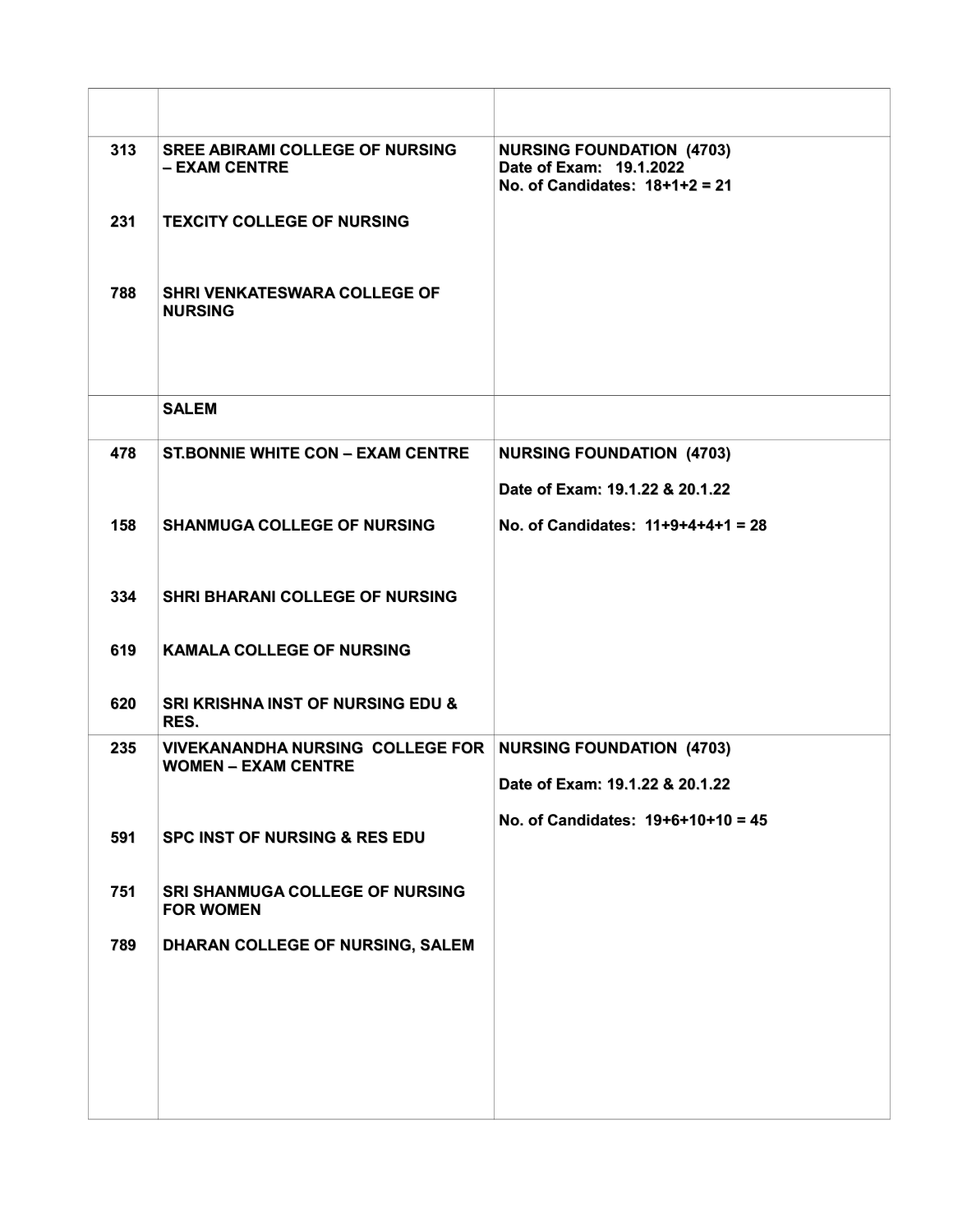| | | |
|---|---|---|
| 313 | **SREE ABIRAMI COLLEGE OF NURSING – EXAM CENTRE** | **NURSING FOUNDATION (4703)**<br>**Date of Exam: 19.1.2022**<br>**No. of Candidates: 18+1+2 = 21** |
| 231 | **TEXCITY COLLEGE OF NURSING** | |
| 788 | **SHRI VENKATESWARA COLLEGE OF NURSING** | |
| | **SALEM** | |
| 478 | **ST.BONNIE WHITE CON – EXAM CENTRE** | **NURSING FOUNDATION (4703)**<br>**Date of Exam: 19.1.22 & 20.1.22**<br>**No. of Candidates: 11+9+4+4+1 = 28** |
| 158 | **SHANMUGA COLLEGE OF NURSING** | |
| 334 | **SHRI BHARANI COLLEGE OF NURSING** | |
| 619 | **KAMALA COLLEGE OF NURSING** | |
| 620 | **SRI KRISHNA INST OF NURSING EDU & RES.** | |
| 235 | **VIVEKANANDHA NURSING COLLEGE FOR WOMEN – EXAM CENTRE** | **NURSING FOUNDATION (4703)**<br>**Date of Exam: 19.1.22 & 20.1.22**<br>**No. of Candidates: 19+6+10+10 = 45** |
| 591 | **SPC INST OF NURSING & RES EDU** | |
| 751 | **SRI SHANMUGA COLLEGE OF NURSING FOR WOMEN** | |
| 789 | **DHARAN COLLEGE OF NURSING, SALEM** | |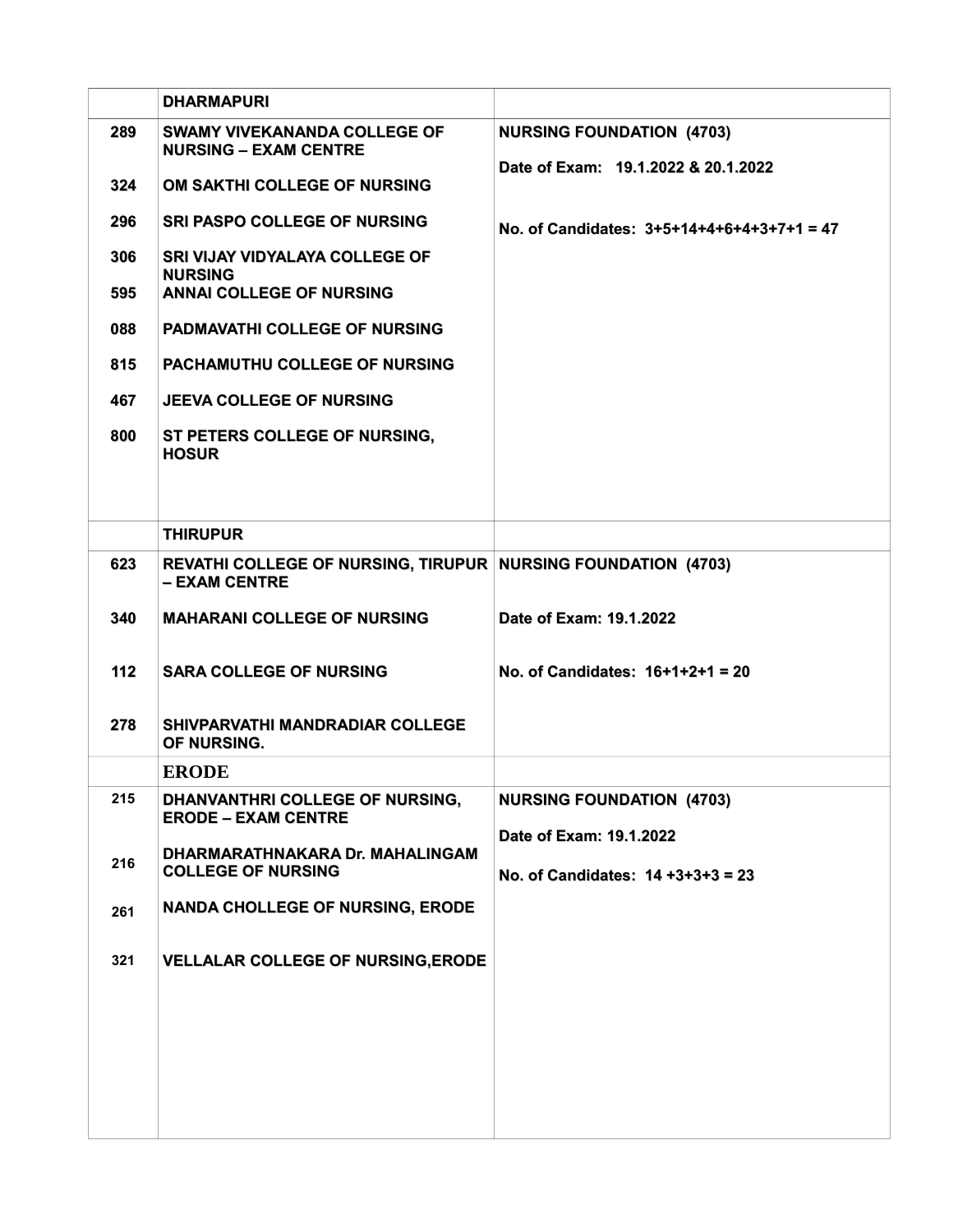| | DHARMAPURI | |
|---|---|---|
| 289 | SWAMY VIVEKANANDA COLLEGE OF NURSING – EXAM CENTRE | NURSING FOUNDATION (4703)<br><br>Date of Exam: 19.1.2022 & 20.1.2022<br><br>No. of Candidates: 3+5+14+4+6+4+3+7+1 = 47 |
| 324 | OM SAKTHI COLLEGE OF NURSING | |
| 296 | SRI PASPO COLLEGE OF NURSING | |
| 306 | SRI VIJAY VIDYALAYA COLLEGE OF NURSING | |
| 595 | ANNAI COLLEGE OF NURSING | |
| 088 | PADMAVATHI COLLEGE OF NURSING | |
| 815 | PACHAMUTHU COLLEGE OF NURSING | |
| 467 | JEEVA COLLEGE OF NURSING | |
| 800 | ST PETERS COLLEGE OF NURSING, HOSUR | |
| | THIRUPUR | |
| 623 | REVATHI COLLEGE OF NURSING, TIRUPUR – EXAM CENTRE | NURSING FOUNDATION (4703) |
| 340 | MAHARANI COLLEGE OF NURSING | Date of Exam: 19.1.2022 |
| 112 | SARA COLLEGE OF NURSING | No. of Candidates: 16+1+2+1 = 20 |
| 278 | SHIVPARVATHI MANDRADIAR COLLEGE OF NURSING. | |
| | ERODE | |
| 215 | DHANVANTHRI COLLEGE OF NURSING, ERODE – EXAM CENTRE | NURSING FOUNDATION (4703)<br><br>Date of Exam: 19.1.2022<br><br>No. of Candidates: 14 +3+3+3 = 23 |
| 216 | DHARMARATHNAKARA Dr. MAHALINGAM COLLEGE OF NURSING | |
| 261 | NANDA CHOLLEGE OF NURSING, ERODE | |
| 321 | VELLALAR COLLEGE OF NURSING,ERODE | |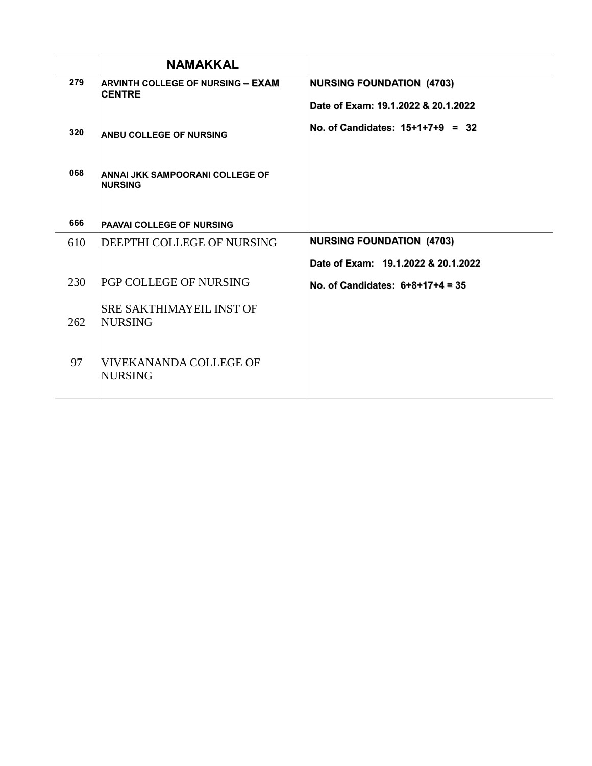| | NAMAKKAL | |
|---|---|---|
| 279 | **ARVINTH COLLEGE OF NURSING – EXAM CENTRE** | **NURSING FOUNDATION (4703)**<br><br>**Date of Exam: 19.1.2022 & 20.1.2022**<br><br>**No. of Candidates: 15+1+7+9 = 32** |
| 320 | **ANBU COLLEGE OF NURSING** | |
| 068 | **ANNAI JKK SAMPOORANI COLLEGE OF NURSING** | |
| 666 | **PAAVAI COLLEGE OF NURSING** | |
| 610 | DEEPTHI COLLEGE OF NURSING | **NURSING FOUNDATION (4703)**<br><br>**Date of Exam: 19.1.2022 & 20.1.2022**<br><br>**No. of Candidates: 6+8+17+4 = 35** |
| 230 | PGP COLLEGE OF NURSING | |
| 262 | SRE SAKTHIMAYEIL INST OF NURSING | |
| 97 | VIVEKANANDA COLLEGE OF NURSING | |